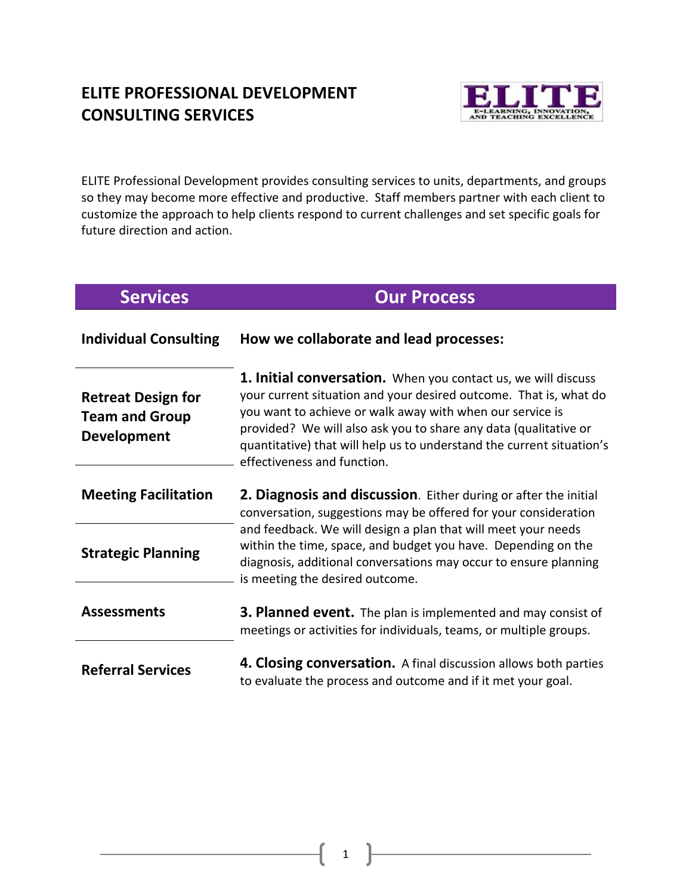# ELITE PROFESSIONAL DEVELOPMENT CONSULTING SERVICES

ELITE Professional Development provides consulting services to units, departments, and groups so they may become more effective and productive. Staff members partner with each client to customize the approach to help clients respond to current challenges and set specific goals for future direction and action.

| Services | Our Process |
| --- | --- |
| **Individual Consulting** | **How we collaborate and lead processes:** |
| **Retreat Design for Team and Group Development** | **1. Initial conversation.** When you contact us, we will discuss your current situation and your desired outcome. That is, what do you want to achieve or walk away with when our service is provided? We will also ask you to share any data (qualitative or quantitative) that will help us to understand the current situation's effectiveness and function. |
| **Meeting Facilitation** | **2. Diagnosis and discussion**. Either during or after the initial conversation, suggestions may be offered for your consideration and feedback. We will design a plan that will meet your needs within the time, space, and budget you have. Depending on the diagnosis, additional conversations may occur to ensure planning is meeting the desired outcome. |
| **Strategic Planning** | |
| **Assessments** | **3. Planned event.** The plan is implemented and may consist of meetings or activities for individuals, teams, or multiple groups. |
| **Referral Services** | **4. Closing conversation.** A final discussion allows both parties to evaluate the process and outcome and if it met your goal. |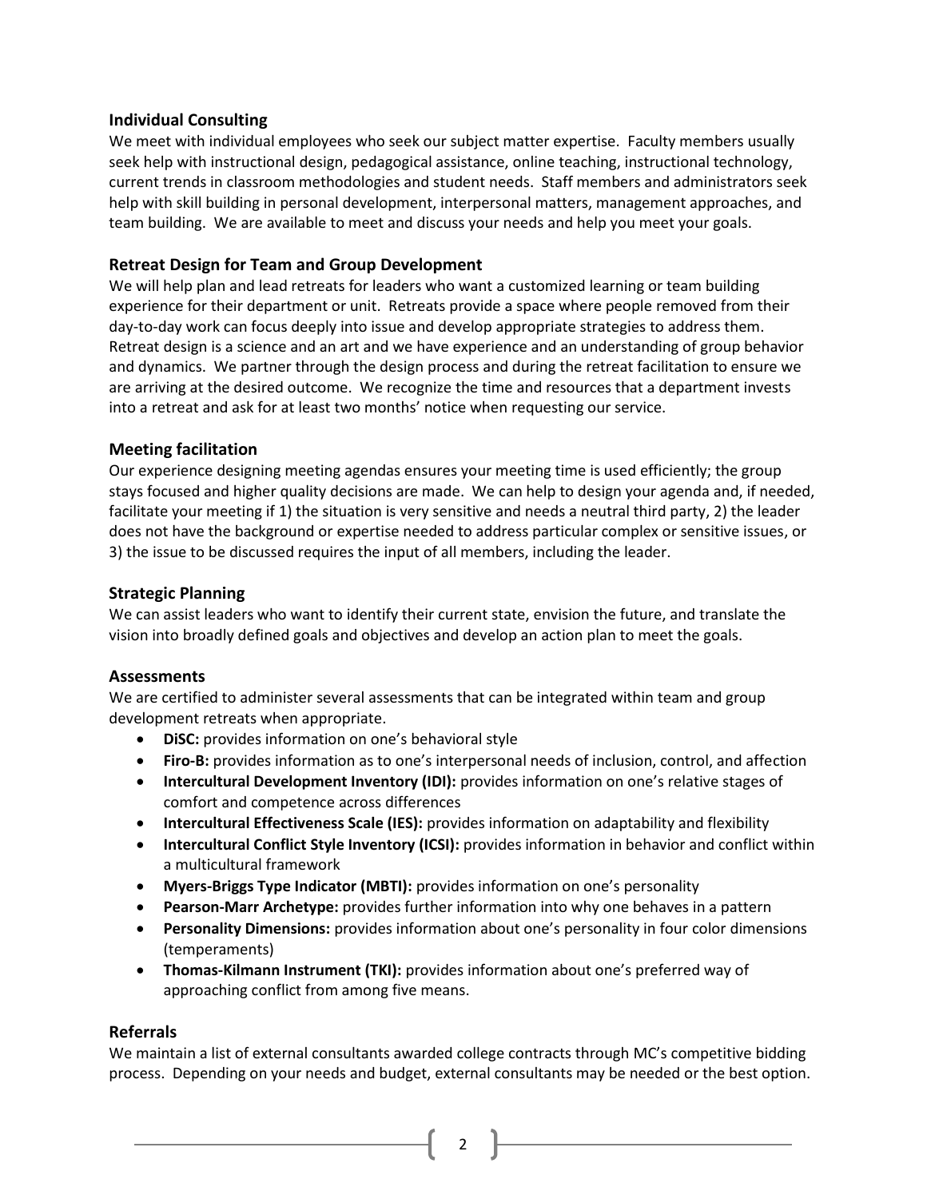## Individual Consulting

We meet with individual employees who seek our subject matter expertise. Faculty members usually seek help with instructional design, pedagogical assistance, online teaching, instructional technology, current trends in classroom methodologies and student needs. Staff members and administrators seek help with skill building in personal development, interpersonal matters, management approaches, and team building. We are available to meet and discuss your needs and help you meet your goals.

## Retreat Design for Team and Group Development

We will help plan and lead retreats for leaders who want a customized learning or team building experience for their department or unit. Retreats provide a space where people removed from their day-to-day work can focus deeply into issue and develop appropriate strategies to address them. Retreat design is a science and an art and we have experience and an understanding of group behavior and dynamics. We partner through the design process and during the retreat facilitation to ensure we are arriving at the desired outcome. We recognize the time and resources that a department invests into a retreat and ask for at least two months' notice when requesting our service.

## Meeting facilitation

Our experience designing meeting agendas ensures your meeting time is used efficiently; the group stays focused and higher quality decisions are made. We can help to design your agenda and, if needed, facilitate your meeting if 1) the situation is very sensitive and needs a neutral third party, 2) the leader does not have the background or expertise needed to address particular complex or sensitive issues, or 3) the issue to be discussed requires the input of all members, including the leader.

## Strategic Planning

We can assist leaders who want to identify their current state, envision the future, and translate the vision into broadly defined goals and objectives and develop an action plan to meet the goals.

## Assessments

We are certified to administer several assessments that can be integrated within team and group development retreats when appropriate.

- **DiSC:** provides information on one's behavioral style
- **Firo-B:** provides information as to one's interpersonal needs of inclusion, control, and affection
- **Intercultural Development Inventory (IDI):** provides information on one's relative stages of comfort and competence across differences
- **Intercultural Effectiveness Scale (IES):** provides information on adaptability and flexibility
- **Intercultural Conflict Style Inventory (ICSI):** provides information in behavior and conflict within a multicultural framework
- **Myers-Briggs Type Indicator (MBTI):** provides information on one's personality
- **Pearson-Marr Archetype:** provides further information into why one behaves in a pattern
- **Personality Dimensions:** provides information about one's personality in four color dimensions (temperaments)
- **Thomas-Kilmann Instrument (TKI):** provides information about one's preferred way of approaching conflict from among five means.

## Referrals

We maintain a list of external consultants awarded college contracts through MC's competitive bidding process. Depending on your needs and budget, external consultants may be needed or the best option.